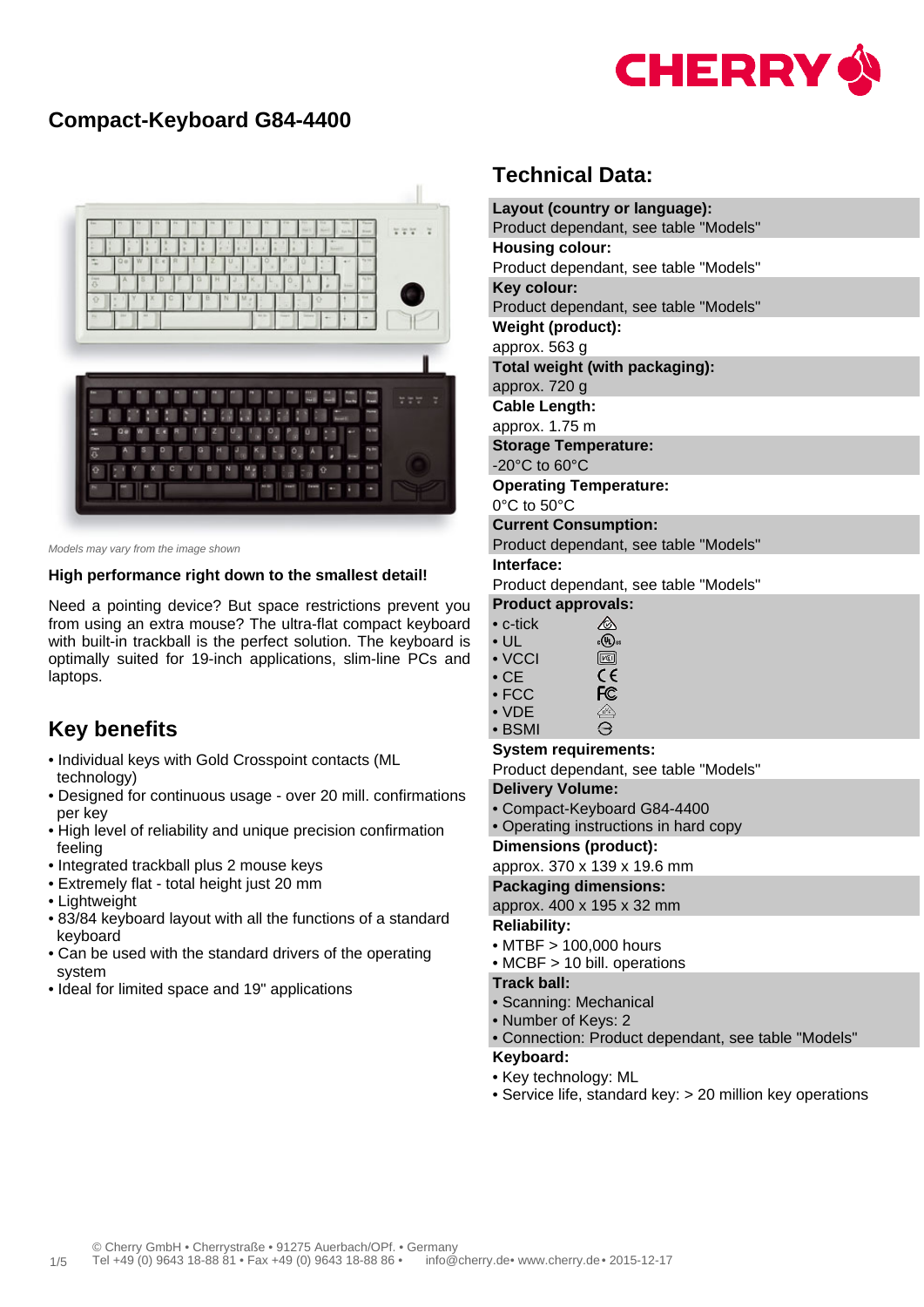# Compact-Keyboard G84-4400

*Models may vary from the image shown*

**High performance right down to the smallest detail!**

Need a pointing device? But space restrictions prevent you from using an extra mouse? The ultra-flat compact keyboard with built-in trackball is the perfect solution. The keyboard is optimally suited for 19-inch applications, slim-line PCs and laptops.

## Key benefits

- Individual keys with Gold Crosspoint contacts (ML technology)
- Designed for continuous usage - over 20 mill. confirmations per key
- High level of reliability and unique precision confirmation feeling
- Integrated trackball plus 2 mouse keys
- Extremely flat - total height just 20 mm
- Lightweight
- 83/84 keyboard layout with all the functions of a standard keyboard
- Can be used with the standard drivers of the operating system
- Ideal for limited space and 19" applications

## Technical Data:

**Layout (country or language):**
Product dependant, see table "Models"

**Housing colour:**
Product dependant, see table "Models"

**Key colour:**
Product dependant, see table "Models"

**Weight (product):**
approx. 563 g

**Total weight (with packaging):**
approx. 720 g

**Cable Length:**
approx. 1.75 m

**Storage Temperature:**
-20°C to 60°C

**Operating Temperature:**
0°C to 50°C

**Current Consumption:**
Product dependant, see table "Models"

**Interface:**
Product dependant, see table "Models"

**Product approvals:**
- c-tick
- UL
- VCCI
- CE
- FCC
- VDE
- BSMI

**System requirements:**
Product dependant, see table "Models"

**Delivery Volume:**
- Compact-Keyboard G84-4400
- Operating instructions in hard copy

**Dimensions (product):**
approx. 370 x 139 x 19.6 mm

**Packaging dimensions:**
approx. 400 x 195 x 32 mm

**Reliability:**
- MTBF > 100,000 hours
- MCBF > 10 bill. operations

**Track ball:**
- Scanning: Mechanical
- Number of Keys: 2
- Connection: Product dependant, see table "Models"

**Keyboard:**
- Key technology: ML
- Service life, standard key: > 20 million key operations

© Cherry GmbH • Cherrystraße • 91275 Auerbach/OPf. • Germany
Tel +49 (0) 9643 18-88 81 • Fax +49 (0) 9643 18-88 86 • info@cherry.de• www.cherry.de• 2015-12-17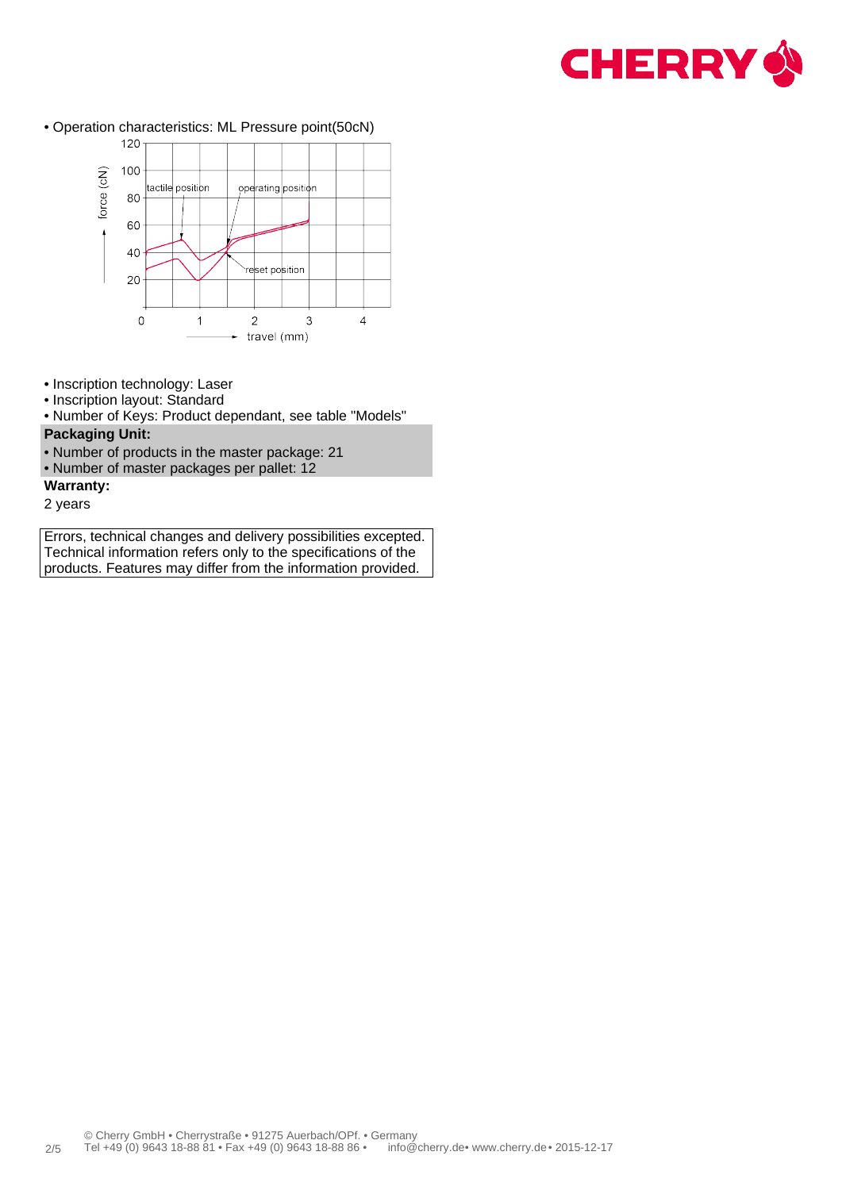• Operation characteristics: ML Pressure point(50cN)

• Inscription technology: Laser
• Inscription layout: Standard
• Number of Keys: Product dependant, see table "Models"

**Packaging Unit:**

• Number of products in the master package: 21
• Number of master packages per pallet: 12

**Warranty:**

2 years

Errors, technical changes and delivery possibilities excepted. Technical information refers only to the specifications of the products. Features may differ from the information provided.

© Cherry GmbH • Cherrystraße • 91275 Auerbach/OPf. • Germany
Tel +49 (0) 9643 18-88 81 • Fax +49 (0) 9643 18-88 86 • info@cherry.de• www.cherry.de• 2015-12-17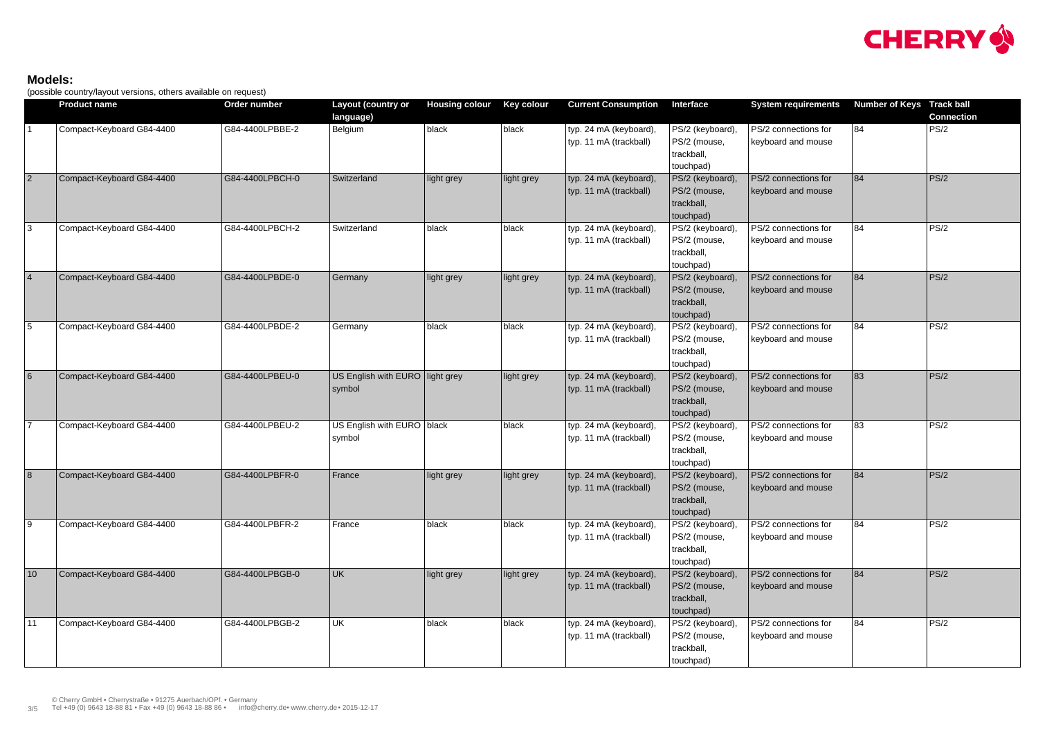**Models:**

(possible country/layout versions, others available on request)

| | Product name | Order number | Layout (country or language) | Housing colour | Key colour | Current Consumption | Interface | System requirements | Number of Keys | Track ball Connection |
|---|---|---|---|---|---|---|---|---|---|---|
| 1 | Compact-Keyboard G84-4400 | G84-4400LPBBE-2 | Belgium | black | black | typ. 24 mA (keyboard), typ. 11 mA (trackball) | PS/2 (keyboard), PS/2 (mouse, trackball, touchpad) | PS/2 connections for keyboard and mouse | 84 | PS/2 |
| 2 | Compact-Keyboard G84-4400 | G84-4400LPBCH-0 | Switzerland | light grey | light grey | typ. 24 mA (keyboard), typ. 11 mA (trackball) | PS/2 (keyboard), PS/2 (mouse, trackball, touchpad) | PS/2 connections for keyboard and mouse | 84 | PS/2 |
| 3 | Compact-Keyboard G84-4400 | G84-4400LPBCH-2 | Switzerland | black | black | typ. 24 mA (keyboard), typ. 11 mA (trackball) | PS/2 (keyboard), PS/2 (mouse, trackball, touchpad) | PS/2 connections for keyboard and mouse | 84 | PS/2 |
| 4 | Compact-Keyboard G84-4400 | G84-4400LPBDE-0 | Germany | light grey | light grey | typ. 24 mA (keyboard), typ. 11 mA (trackball) | PS/2 (keyboard), PS/2 (mouse, trackball, touchpad) | PS/2 connections for keyboard and mouse | 84 | PS/2 |
| 5 | Compact-Keyboard G84-4400 | G84-4400LPBDE-2 | Germany | black | black | typ. 24 mA (keyboard), typ. 11 mA (trackball) | PS/2 (keyboard), PS/2 (mouse, trackball, touchpad) | PS/2 connections for keyboard and mouse | 84 | PS/2 |
| 6 | Compact-Keyboard G84-4400 | G84-4400LPBEU-0 | US English with EURO symbol | light grey | light grey | typ. 24 mA (keyboard), typ. 11 mA (trackball) | PS/2 (keyboard), PS/2 (mouse, trackball, touchpad) | PS/2 connections for keyboard and mouse | 83 | PS/2 |
| 7 | Compact-Keyboard G84-4400 | G84-4400LPBEU-2 | US English with EURO symbol | black | black | typ. 24 mA (keyboard), typ. 11 mA (trackball) | PS/2 (keyboard), PS/2 (mouse, trackball, touchpad) | PS/2 connections for keyboard and mouse | 83 | PS/2 |
| 8 | Compact-Keyboard G84-4400 | G84-4400LPBFR-0 | France | light grey | light grey | typ. 24 mA (keyboard), typ. 11 mA (trackball) | PS/2 (keyboard), PS/2 (mouse, trackball, touchpad) | PS/2 connections for keyboard and mouse | 84 | PS/2 |
| 9 | Compact-Keyboard G84-4400 | G84-4400LPBFR-2 | France | black | black | typ. 24 mA (keyboard), typ. 11 mA (trackball) | PS/2 (keyboard), PS/2 (mouse, trackball, touchpad) | PS/2 connections for keyboard and mouse | 84 | PS/2 |
| 10 | Compact-Keyboard G84-4400 | G84-4400LPBGB-0 | UK | light grey | light grey | typ. 24 mA (keyboard), typ. 11 mA (trackball) | PS/2 (keyboard), PS/2 (mouse, trackball, touchpad) | PS/2 connections for keyboard and mouse | 84 | PS/2 |
| 11 | Compact-Keyboard G84-4400 | G84-4400LPBGB-2 | UK | black | black | typ. 24 mA (keyboard), typ. 11 mA (trackball) | PS/2 (keyboard), PS/2 (mouse, trackball, touchpad) | PS/2 connections for keyboard and mouse | 84 | PS/2 |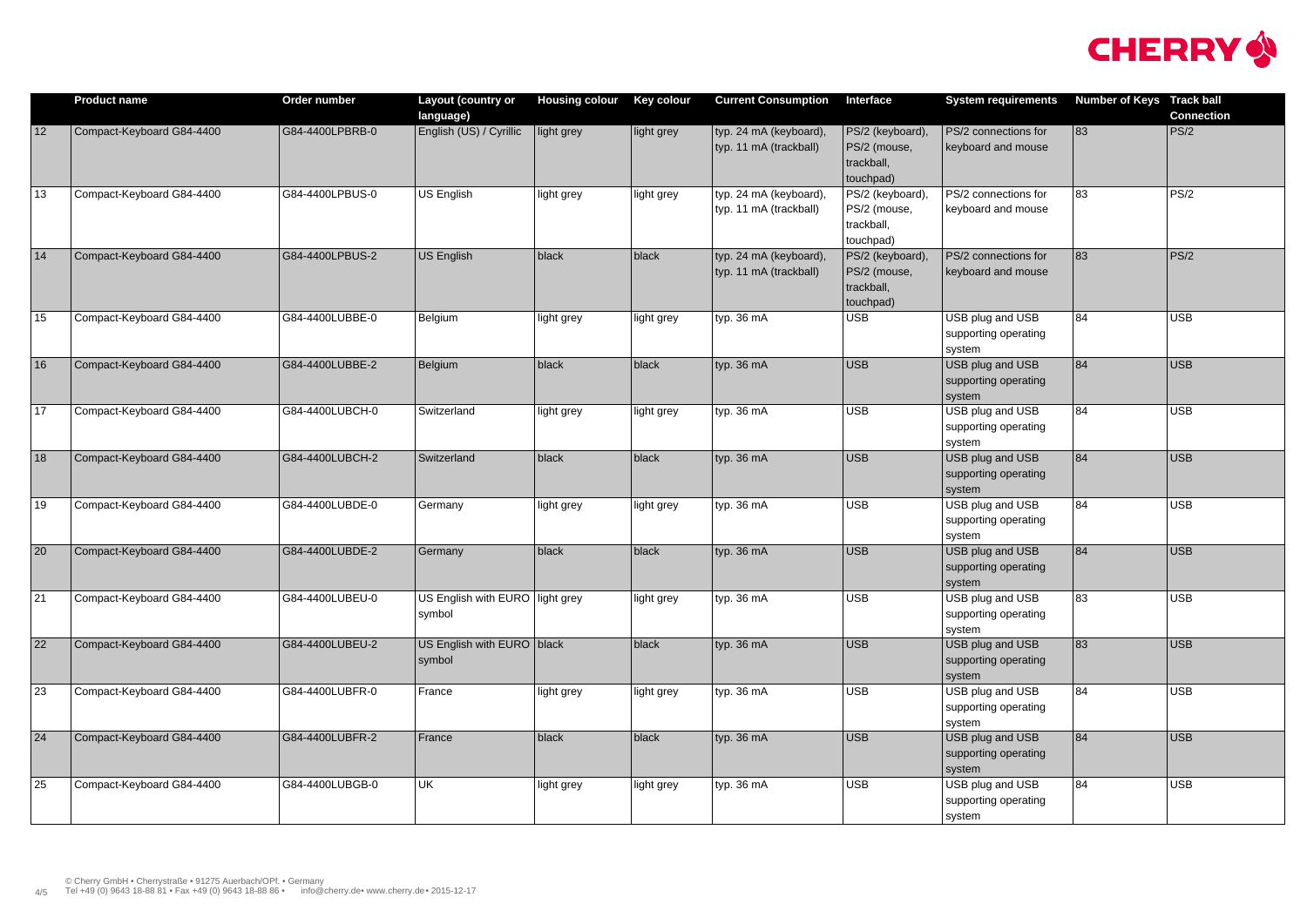| | Product name | Order number | Layout (country or language) | Housing colour | Key colour | Current Consumption | Interface | System requirements | Number of Keys | Track ball Connection |
|---|---|---|---|---|---|---|---|---|---|---|
| 12 | Compact-Keyboard G84-4400 | G84-4400LPBRB-0 | English (US) / Cyrillic | light grey | light grey | typ. 24 mA (keyboard), typ. 11 mA (trackball) | PS/2 (keyboard), PS/2 (mouse, trackball, touchpad) | PS/2 connections for keyboard and mouse | 83 | PS/2 |
| 13 | Compact-Keyboard G84-4400 | G84-4400LPBUS-0 | US English | light grey | light grey | typ. 24 mA (keyboard), typ. 11 mA (trackball) | PS/2 (keyboard), PS/2 (mouse, trackball, touchpad) | PS/2 connections for keyboard and mouse | 83 | PS/2 |
| 14 | Compact-Keyboard G84-4400 | G84-4400LPBUS-2 | US English | black | black | typ. 24 mA (keyboard), typ. 11 mA (trackball) | PS/2 (keyboard), PS/2 (mouse, trackball, touchpad) | PS/2 connections for keyboard and mouse | 83 | PS/2 |
| 15 | Compact-Keyboard G84-4400 | G84-4400LUBBE-0 | Belgium | light grey | light grey | typ. 36 mA | USB | USB plug and USB supporting operating system | 84 | USB |
| 16 | Compact-Keyboard G84-4400 | G84-4400LUBBE-2 | Belgium | black | black | typ. 36 mA | USB | USB plug and USB supporting operating system | 84 | USB |
| 17 | Compact-Keyboard G84-4400 | G84-4400LUBCH-0 | Switzerland | light grey | light grey | typ. 36 mA | USB | USB plug and USB supporting operating system | 84 | USB |
| 18 | Compact-Keyboard G84-4400 | G84-4400LUBCH-2 | Switzerland | black | black | typ. 36 mA | USB | USB plug and USB supporting operating system | 84 | USB |
| 19 | Compact-Keyboard G84-4400 | G84-4400LUBDE-0 | Germany | light grey | light grey | typ. 36 mA | USB | USB plug and USB supporting operating system | 84 | USB |
| 20 | Compact-Keyboard G84-4400 | G84-4400LUBDE-2 | Germany | black | black | typ. 36 mA | USB | USB plug and USB supporting operating system | 84 | USB |
| 21 | Compact-Keyboard G84-4400 | G84-4400LUBEU-0 | US English with EURO symbol | light grey | light grey | typ. 36 mA | USB | USB plug and USB supporting operating system | 83 | USB |
| 22 | Compact-Keyboard G84-4400 | G84-4400LUBEU-2 | US English with EURO symbol | black | black | typ. 36 mA | USB | USB plug and USB supporting operating system | 83 | USB |
| 23 | Compact-Keyboard G84-4400 | G84-4400LUBFR-0 | France | light grey | light grey | typ. 36 mA | USB | USB plug and USB supporting operating system | 84 | USB |
| 24 | Compact-Keyboard G84-4400 | G84-4400LUBFR-2 | France | black | black | typ. 36 mA | USB | USB plug and USB supporting operating system | 84 | USB |
| 25 | Compact-Keyboard G84-4400 | G84-4400LUBGB-0 | UK | light grey | light grey | typ. 36 mA | USB | USB plug and USB supporting operating system | 84 | USB |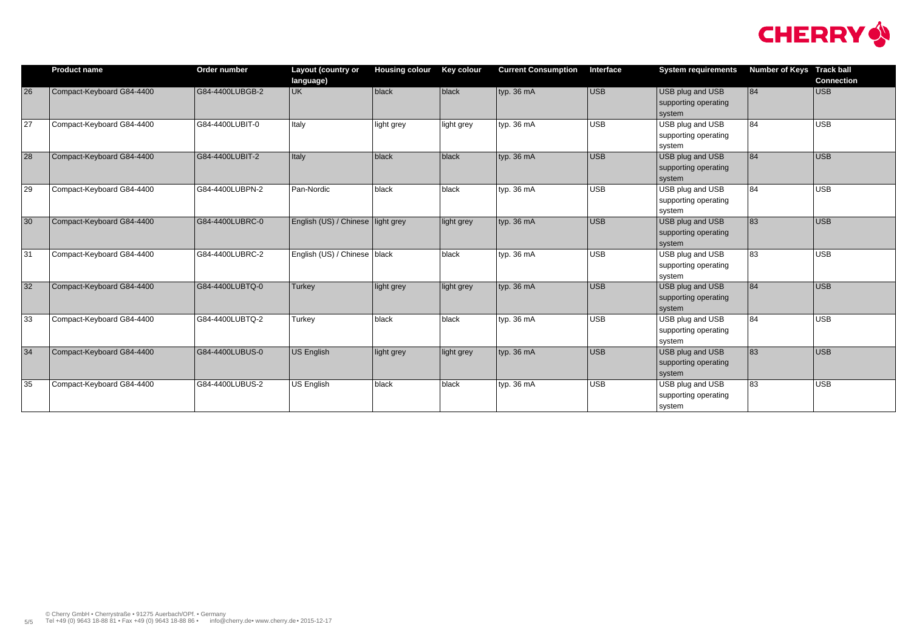| | Product name | Order number | Layout (country or language) | Housing colour | Key colour | Current Consumption | Interface | System requirements | Number of Keys | Track ball Connection |
|---|---|---|---|---|---|---|---|---|---|---|
| 26 | Compact-Keyboard G84-4400 | G84-4400LUBGB-2 | UK | black | black | typ. 36 mA | USB | USB plug and USB supporting operating system | 84 | USB |
| 27 | Compact-Keyboard G84-4400 | G84-4400LUBIT-0 | Italy | light grey | light grey | typ. 36 mA | USB | USB plug and USB supporting operating system | 84 | USB |
| 28 | Compact-Keyboard G84-4400 | G84-4400LUBIT-2 | Italy | black | black | typ. 36 mA | USB | USB plug and USB supporting operating system | 84 | USB |
| 29 | Compact-Keyboard G84-4400 | G84-4400LUBPN-2 | Pan-Nordic | black | black | typ. 36 mA | USB | USB plug and USB supporting operating system | 84 | USB |
| 30 | Compact-Keyboard G84-4400 | G84-4400LUBRC-0 | English (US) / Chinese | light grey | light grey | typ. 36 mA | USB | USB plug and USB supporting operating system | 83 | USB |
| 31 | Compact-Keyboard G84-4400 | G84-4400LUBRC-2 | English (US) / Chinese | black | black | typ. 36 mA | USB | USB plug and USB supporting operating system | 83 | USB |
| 32 | Compact-Keyboard G84-4400 | G84-4400LUBTQ-0 | Turkey | light grey | light grey | typ. 36 mA | USB | USB plug and USB supporting operating system | 84 | USB |
| 33 | Compact-Keyboard G84-4400 | G84-4400LUBTQ-2 | Turkey | black | black | typ. 36 mA | USB | USB plug and USB supporting operating system | 84 | USB |
| 34 | Compact-Keyboard G84-4400 | G84-4400LUBUS-0 | US English | light grey | light grey | typ. 36 mA | USB | USB plug and USB supporting operating system | 83 | USB |
| 35 | Compact-Keyboard G84-4400 | G84-4400LUBUS-2 | US English | black | black | typ. 36 mA | USB | USB plug and USB supporting operating system | 83 | USB |

© Cherry GmbH • Cherrystraße • 91275 Auerbach/OPf. • Germany
Tel +49 (0) 9643 18-88 81 • Fax +49 (0) 9643 18-88 86 • info@cherry.de• www.cherry.de • 2015-12-17